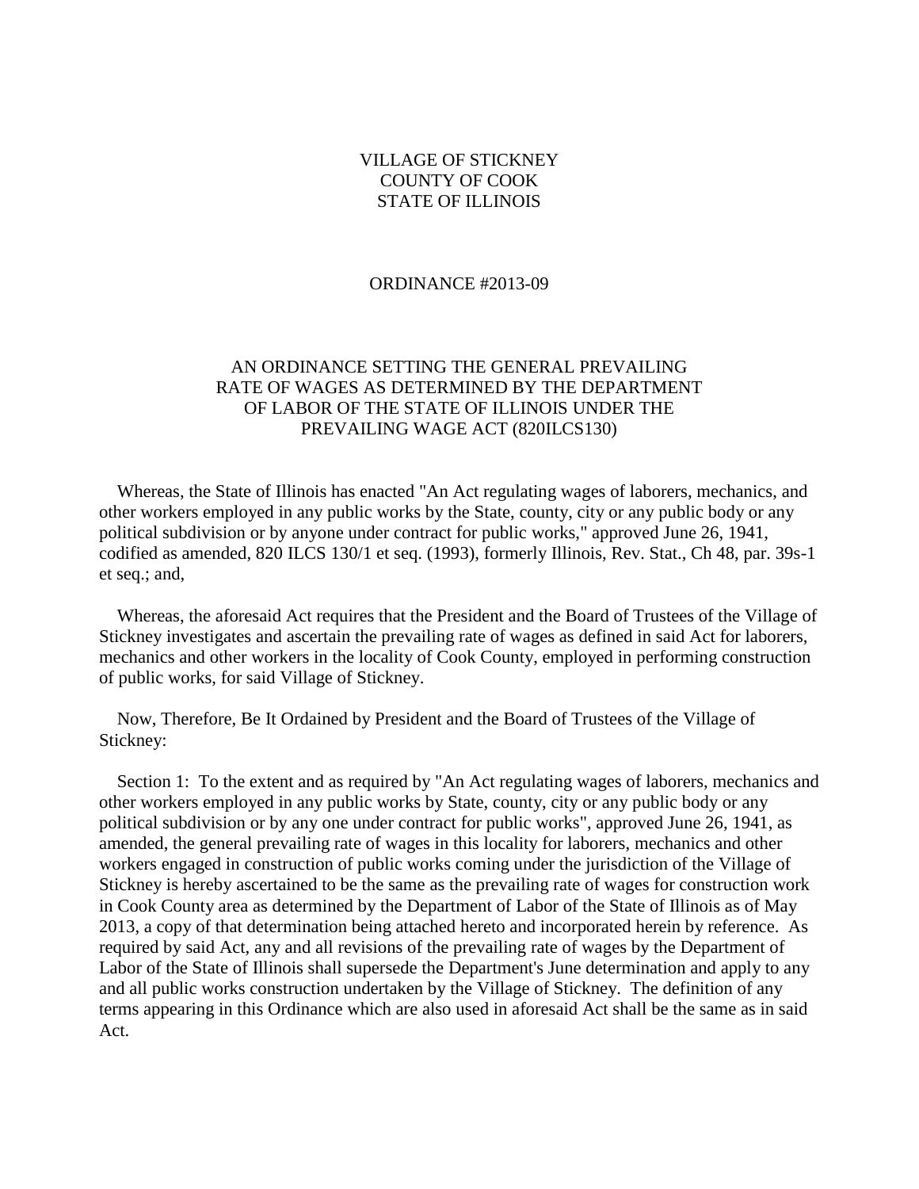VILLAGE OF STICKNEY
COUNTY OF COOK
STATE OF ILLINOIS

ORDINANCE #2013-09

AN ORDINANCE SETTING THE GENERAL PREVAILING RATE OF WAGES AS DETERMINED BY THE DEPARTMENT OF LABOR OF THE STATE OF ILLINOIS UNDER THE PREVAILING WAGE ACT (820ILCS130)

Whereas, the State of Illinois has enacted "An Act regulating wages of laborers, mechanics, and other workers employed in any public works by the State, county, city or any public body or any political subdivision or by anyone under contract for public works," approved June 26, 1941, codified as amended, 820 ILCS 130/1 et seq. (1993), formerly Illinois, Rev. Stat., Ch 48, par. 39s-1 et seq.; and,

Whereas, the aforesaid Act requires that the President and the Board of Trustees of the Village of Stickney investigates and ascertain the prevailing rate of wages as defined in said Act for laborers, mechanics and other workers in the locality of Cook County, employed in performing construction of public works, for said Village of Stickney.

Now, Therefore, Be It Ordained by President and the Board of Trustees of the Village of Stickney:

Section 1: To the extent and as required by "An Act regulating wages of laborers, mechanics and other workers employed in any public works by State, county, city or any public body or any political subdivision or by any one under contract for public works", approved June 26, 1941, as amended, the general prevailing rate of wages in this locality for laborers, mechanics and other workers engaged in construction of public works coming under the jurisdiction of the Village of Stickney is hereby ascertained to be the same as the prevailing rate of wages for construction work in Cook County area as determined by the Department of Labor of the State of Illinois as of May 2013, a copy of that determination being attached hereto and incorporated herein by reference. As required by said Act, any and all revisions of the prevailing rate of wages by the Department of Labor of the State of Illinois shall supersede the Department's June determination and apply to any and all public works construction undertaken by the Village of Stickney. The definition of any terms appearing in this Ordinance which are also used in aforesaid Act shall be the same as in said Act.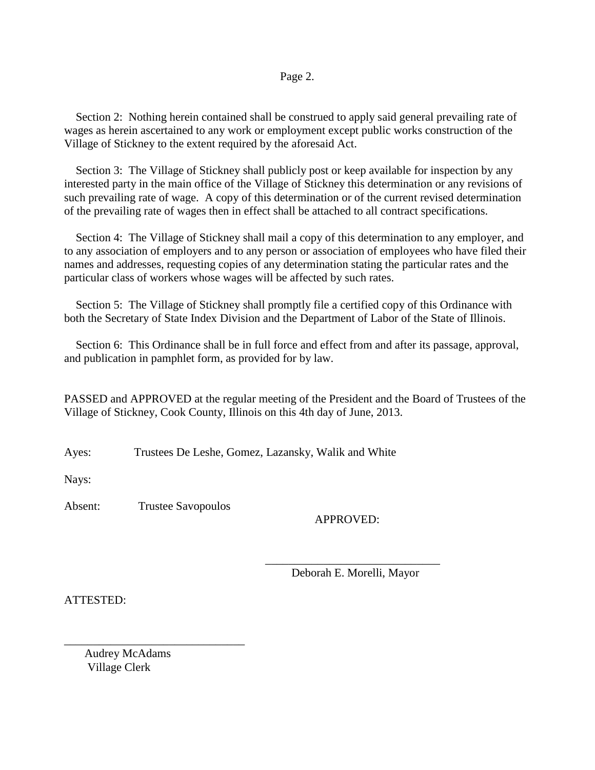Section 2: Nothing herein contained shall be construed to apply said general prevailing rate of wages as herein ascertained to any work or employment except public works construction of the Village of Stickney to the extent required by the aforesaid Act.

Section 3: The Village of Stickney shall publicly post or keep available for inspection by any interested party in the main office of the Village of Stickney this determination or any revisions of such prevailing rate of wage. A copy of this determination or of the current revised determination of the prevailing rate of wages then in effect shall be attached to all contract specifications.

Section 4: The Village of Stickney shall mail a copy of this determination to any employer, and to any association of employers and to any person or association of employees who have filed their names and addresses, requesting copies of any determination stating the particular rates and the particular class of workers whose wages will be affected by such rates.

Section 5: The Village of Stickney shall promptly file a certified copy of this Ordinance with both the Secretary of State Index Division and the Department of Labor of the State of Illinois.

Section 6: This Ordinance shall be in full force and effect from and after its passage, approval, and publication in pamphlet form, as provided for by law.

PASSED and APPROVED at the regular meeting of the President and the Board of Trustees of the Village of Stickney, Cook County, Illinois on this 4th day of June, 2013.

Ayes: Trustees De Leshe, Gomez, Lazansky, Walik and White

Nays:

Absent: Trustee Savopoulos

APPROVED:

______________________________
Deborah E. Morelli, Mayor

ATTESTED:

______________________________
Audrey McAdams
Village Clerk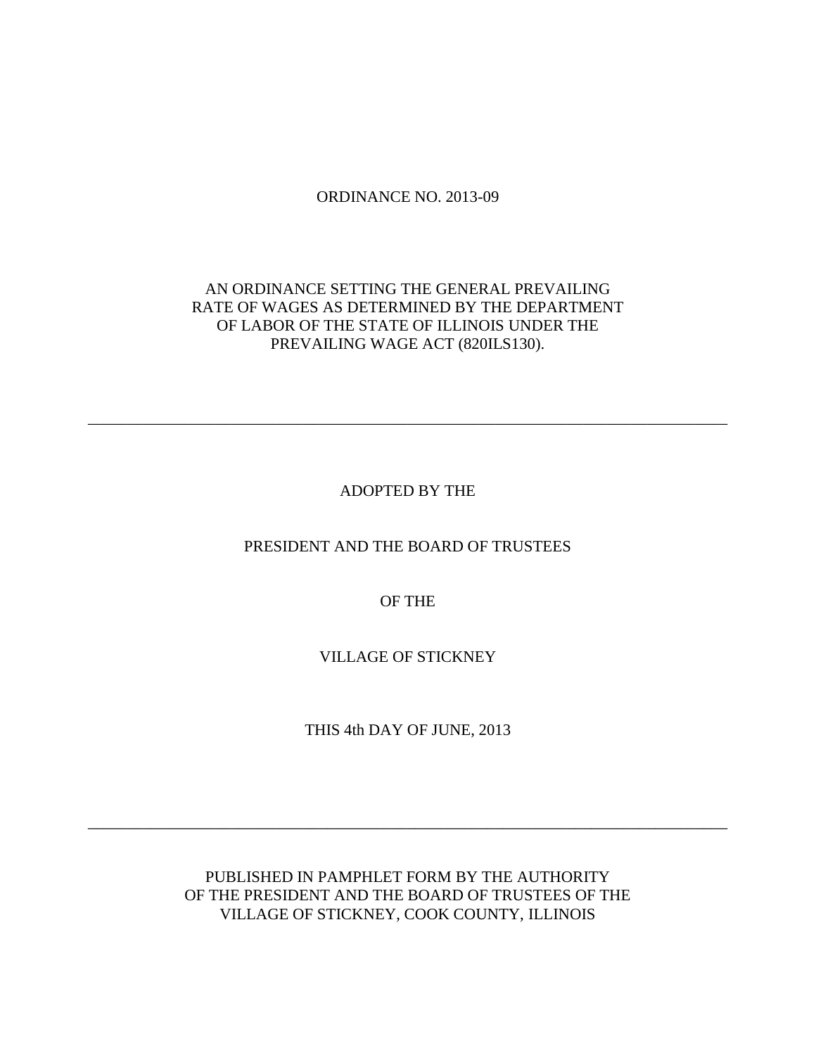ORDINANCE NO. 2013-09

AN ORDINANCE SETTING THE GENERAL PREVAILING RATE OF WAGES AS DETERMINED BY THE DEPARTMENT OF LABOR OF THE STATE OF ILLINOIS UNDER THE PREVAILING WAGE ACT (820ILS130).

---

ADOPTED BY THE

PRESIDENT AND THE BOARD OF TRUSTEES

OF THE

VILLAGE OF STICKNEY

THIS 4th DAY OF JUNE, 2013

---

PUBLISHED IN PAMPHLET FORM BY THE AUTHORITY OF THE PRESIDENT AND THE BOARD OF TRUSTEES OF THE VILLAGE OF STICKNEY, COOK COUNTY, ILLINOIS